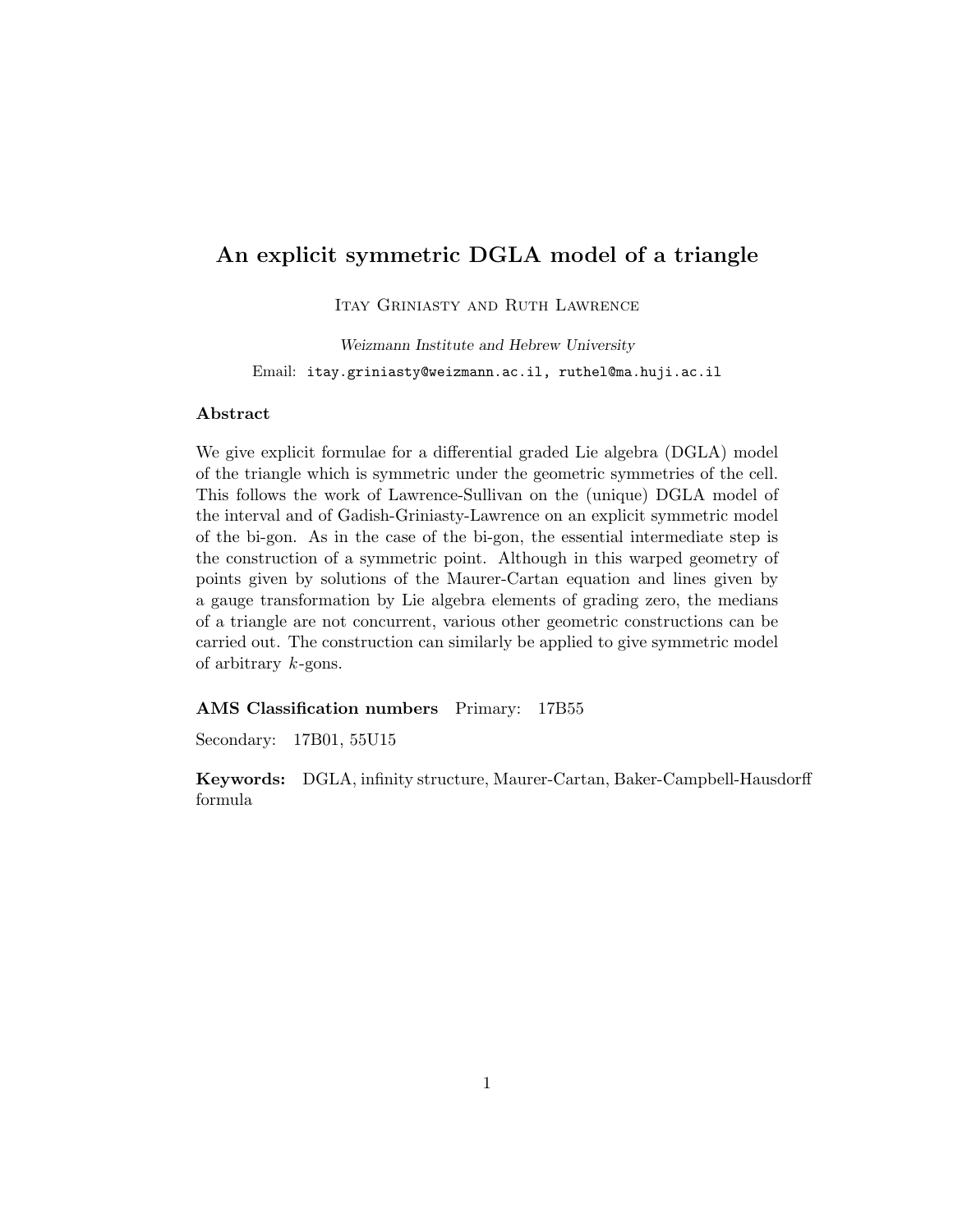# An explicit symmetric DGLA model of a triangle

Itay Griniasty and Ruth Lawrence

*Weizmann Institute and Hebrew University*

Email: `itay.griniasty@weizmann.ac.il, ruthel@ma.huji.ac.il`

## Abstract

We give explicit formulae for a differential graded Lie algebra (DGLA) model of the triangle which is symmetric under the geometric symmetries of the cell. This follows the work of Lawrence-Sullivan on the (unique) DGLA model of the interval and of Gadish-Griniasty-Lawrence on an explicit symmetric model of the bi-gon. As in the case of the bi-gon, the essential intermediate step is the construction of a symmetric point. Although in this warped geometry of points given by solutions of the Maurer-Cartan equation and lines given by a gauge transformation by Lie algebra elements of grading zero, the medians of a triangle are not concurrent, various other geometric constructions can be carried out. The construction can similarly be applied to give symmetric model of arbitrary $k$-gons.

**AMS Classification numbers** Primary: 17B55

Secondary: 17B01, 55U15

**Keywords:** DGLA, infinity structure, Maurer-Cartan, Baker-Campbell-Hausdorff formula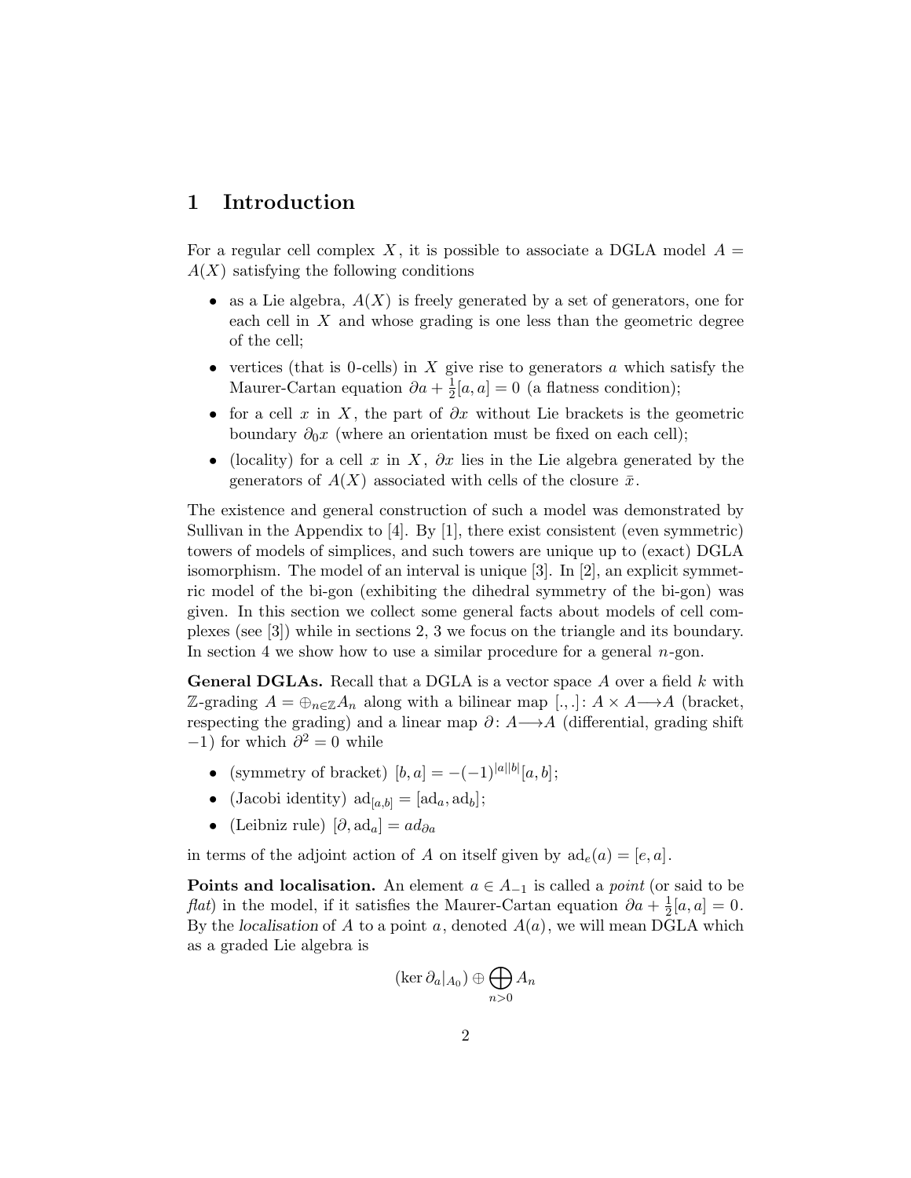# 1 Introduction

For a regular cell complex $X$, it is possible to associate a DGLA model $A = A(X)$ satisfying the following conditions

- as a Lie algebra, $A(X)$ is freely generated by a set of generators, one for each cell in $X$ and whose grading is one less than the geometric degree of the cell;
- vertices (that is 0-cells) in $X$ give rise to generators $a$ which satisfy the Maurer-Cartan equation $\partial a + \frac{1}{2}[a, a] = 0$ (a flatness condition);
- for a cell $x$ in $X$, the part of $\partial x$ without Lie brackets is the geometric boundary $\partial_0 x$ (where an orientation must be fixed on each cell);
- (locality) for a cell $x$ in $X$, $\partial x$ lies in the Lie algebra generated by the generators of $A(X)$ associated with cells of the closure $\bar{x}$.

The existence and general construction of such a model was demonstrated by Sullivan in the Appendix to [4]. By [1], there exist consistent (even symmetric) towers of models of simplices, and such towers are unique up to (exact) DGLA isomorphism. The model of an interval is unique [3]. In [2], an explicit symmetric model of the bi-gon (exhibiting the dihedral symmetry of the bi-gon) was given. In this section we collect some general facts about models of cell complexes (see [3]) while in sections 2, 3 we focus on the triangle and its boundary. In section 4 we show how to use a similar procedure for a general $n$-gon.

**General DGLAs.** Recall that a DGLA is a vector space $A$ over a field $k$ with $\mathbb{Z}$-grading $A = \oplus_{n\in\mathbb{Z}} A_n$ along with a bilinear map $[.,.]\colon A \times A \longrightarrow A$ (bracket, respecting the grading) and a linear map $\partial\colon A \longrightarrow A$ (differential, grading shift $-1$) for which $\partial^2 = 0$ while

- (symmetry of bracket) $[b, a] = -(-1)^{|a||b|}[a, b]$;
- (Jacobi identity) $\mathrm{ad}_{[a,b]} = [\mathrm{ad}_a, \mathrm{ad}_b]$;
- (Leibniz rule) $[\partial, \mathrm{ad}_a] = ad_{\partial a}$

in terms of the adjoint action of $A$ on itself given by $\mathrm{ad}_e(a) = [e, a]$.

**Points and localisation.** An element $a \in A_{-1}$ is called a *point* (or said to be *flat*) in the model, if it satisfies the Maurer-Cartan equation $\partial a + \frac{1}{2}[a, a] = 0$. By the *localisation* of $A$ to a point $a$, denoted $A(a)$, we will mean DGLA which as a graded Lie algebra is

$$(\ker \partial_a|_{A_0}) \oplus \bigoplus_{n>0} A_n$$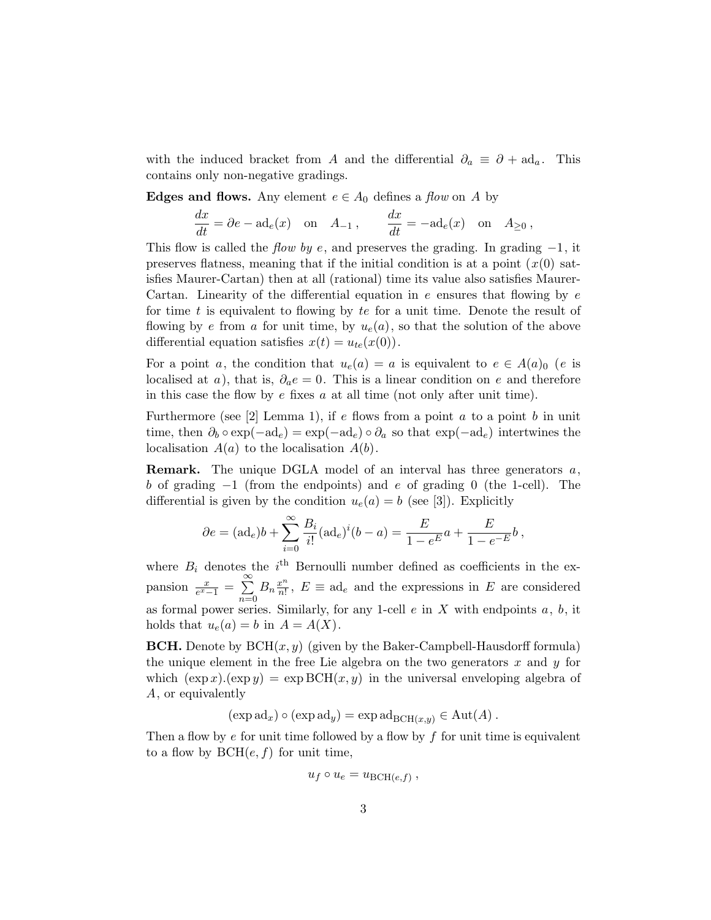with the induced bracket from $A$ and the differential $\partial_a \equiv \partial + \mathrm{ad}_a$. This contains only non-negative gradings.

**Edges and flows.** Any element $e \in A_0$ defines a *flow* on $A$ by

$$\frac{dx}{dt} = \partial e - \mathrm{ad}_e(x) \quad \text{on} \quad A_{-1}\,, \qquad \frac{dx}{dt} = -\mathrm{ad}_e(x) \quad \text{on} \quad A_{\geq 0}\,,$$

This flow is called the *flow by* $e$, and preserves the grading. In grading $-1$, it preserves flatness, meaning that if the initial condition is at a point ($x(0)$ satisfies Maurer-Cartan) then at all (rational) time its value also satisfies Maurer-Cartan. Linearity of the differential equation in $e$ ensures that flowing by $e$ for time $t$ is equivalent to flowing by $te$ for a unit time. Denote the result of flowing by $e$ from $a$ for unit time, by $u_e(a)$, so that the solution of the above differential equation satisfies $x(t) = u_{te}(x(0))$.

For a point $a$, the condition that $u_e(a) = a$ is equivalent to $e \in A(a)_0$ ($e$ is localised at $a$), that is, $\partial_a e = 0$. This is a linear condition on $e$ and therefore in this case the flow by $e$ fixes $a$ at all time (not only after unit time).

Furthermore (see [2] Lemma 1), if $e$ flows from a point $a$ to a point $b$ in unit time, then $\partial_b \circ \exp(-\mathrm{ad}_e) = \exp(-\mathrm{ad}_e) \circ \partial_a$ so that $\exp(-\mathrm{ad}_e)$ intertwines the localisation $A(a)$ to the localisation $A(b)$.

**Remark.** The unique DGLA model of an interval has three generators $a$, $b$ of grading $-1$ (from the endpoints) and $e$ of grading 0 (the 1-cell). The differential is given by the condition $u_e(a) = b$ (see [3]). Explicitly

$$\partial e = (\mathrm{ad}_e) b + \sum_{i=0}^{\infty} \frac{B_i}{i!} (\mathrm{ad}_e)^i (b - a) = \frac{E}{1 - e^E} a + \frac{E}{1 - e^{-E}} b\,,$$

where $B_i$ denotes the $i^{\text{th}}$ Bernoulli number defined as coefficients in the expansion $\frac{x}{e^x - 1} = \sum_{n=0}^{\infty} B_n \frac{x^n}{n!}$, $E \equiv \mathrm{ad}_e$ and the expressions in $E$ are considered as formal power series. Similarly, for any 1-cell $e$ in $X$ with endpoints $a$, $b$, it holds that $u_e(a) = b$ in $A = A(X)$.

**BCH.** Denote by $\mathrm{BCH}(x, y)$ (given by the Baker-Campbell-Hausdorff formula) the unique element in the free Lie algebra on the two generators $x$ and $y$ for which $(\exp x).(\exp y) = \exp \mathrm{BCH}(x, y)$ in the universal enveloping algebra of $A$, or equivalently

$$(\exp \mathrm{ad}_x) \circ (\exp \mathrm{ad}_y) = \exp \mathrm{ad}_{\mathrm{BCH}(x,y)} \in \mathrm{Aut}(A)\,.$$

Then a flow by $e$ for unit time followed by a flow by $f$ for unit time is equivalent to a flow by $\mathrm{BCH}(e, f)$ for unit time,

$$u_f \circ u_e = u_{\mathrm{BCH}(e,f)}\,,$$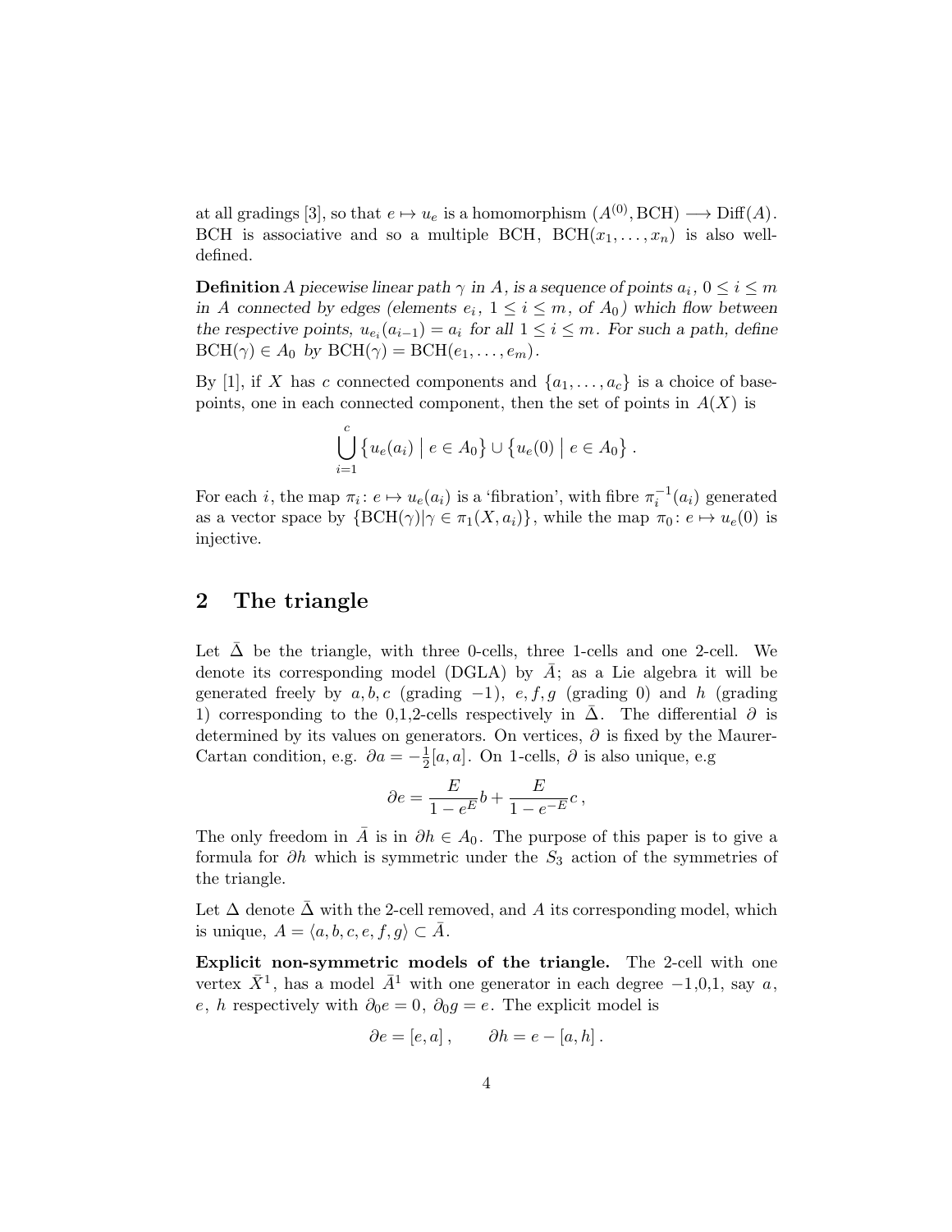at all gradings [3], so that $e \mapsto u_e$ is a homomorphism $(A^{(0)}, \mathrm{BCH}) \longrightarrow \mathrm{Diff}(A)$. BCH is associative and so a multiple BCH, $\mathrm{BCH}(x_1, \ldots, x_n)$ is also well-defined.

**Definition** *A piecewise linear path $\gamma$ in $A$, is a sequence of points $a_i$, $0 \le i \le m$ in $A$ connected by edges (elements $e_i$, $1 \le i \le m$, of $A_0$) which flow between the respective points, $u_{e_i}(a_{i-1}) = a_i$ for all $1 \le i \le m$. For such a path, define $\mathrm{BCH}(\gamma) \in A_0$ by $\mathrm{BCH}(\gamma) = \mathrm{BCH}(e_1, \ldots, e_m)$.*

By [1], if $X$ has $c$ connected components and $\{a_1, \ldots, a_c\}$ is a choice of base-points, one in each connected component, then the set of points in $A(X)$ is

$$\bigcup_{i=1}^{c} \left\{ u_e(a_i) \mid e \in A_0 \right\} \cup \left\{ u_e(0) \mid e \in A_0 \right\}.$$

For each $i$, the map $\pi_i \colon e \mapsto u_e(a_i)$ is a 'fibration', with fibre $\pi_i^{-1}(a_i)$ generated as a vector space by $\{\mathrm{BCH}(\gamma) | \gamma \in \pi_1(X, a_i)\}$, while the map $\pi_0 \colon e \mapsto u_e(0)$ is injective.

## 2 The triangle

Let $\bar{\Delta}$ be the triangle, with three 0-cells, three 1-cells and one 2-cell. We denote its corresponding model (DGLA) by $\bar{A}$; as a Lie algebra it will be generated freely by $a, b, c$ (grading $-1$), $e, f, g$ (grading 0) and $h$ (grading 1) corresponding to the 0,1,2-cells respectively in $\bar{\Delta}$. The differential $\partial$ is determined by its values on generators. On vertices, $\partial$ is fixed by the Maurer-Cartan condition, e.g. $\partial a = -\frac{1}{2}[a, a]$. On 1-cells, $\partial$ is also unique, e.g

$$\partial e = \frac{E}{1 - e^{E}} b + \frac{E}{1 - e^{-E}} c\,,$$

The only freedom in $\bar{A}$ is in $\partial h \in A_0$. The purpose of this paper is to give a formula for $\partial h$ which is symmetric under the $S_3$ action of the symmetries of the triangle.

Let $\Delta$ denote $\bar{\Delta}$ with the 2-cell removed, and $A$ its corresponding model, which is unique, $A = \langle a, b, c, e, f, g \rangle \subset \bar{A}$.

**Explicit non-symmetric models of the triangle.** The 2-cell with one vertex $\bar{X}^1$, has a model $\bar{A}^1$ with one generator in each degree $-1$,0,1, say $a$, $e$, $h$ respectively with $\partial_0 e = 0$, $\partial_0 g = e$. The explicit model is

$$\partial e = [e, a]\,, \qquad \partial h = e - [a, h]\,.$$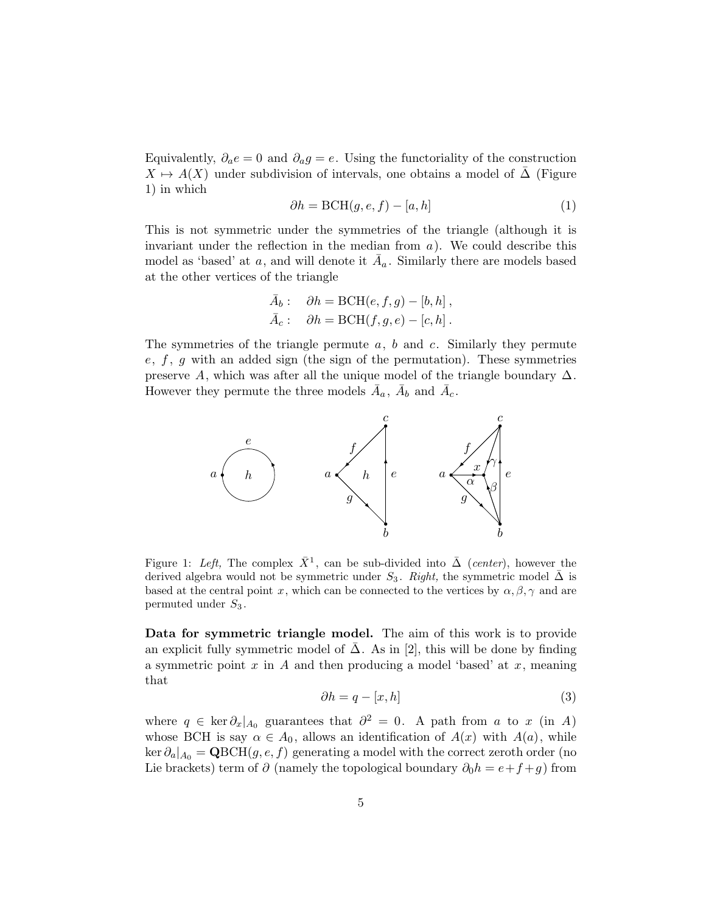Equivalently, $\partial_a e = 0$ and $\partial_a g = e$. Using the functoriality of the construction $X \mapsto A(X)$ under subdivision of intervals, one obtains a model of $\bar{\Delta}$ (Figure 1) in which

$$\partial h = \mathrm{BCH}(g, e, f) - [a, h] \tag{1}$$

This is not symmetric under the symmetries of the triangle (although it is invariant under the reflection in the median from $a$). We could describe this model as 'based' at $a$, and will denote it $\bar{A}_a$. Similarly there are models based at the other vertices of the triangle

$$\bar{A}_b : \quad \partial h = \mathrm{BCH}(e, f, g) - [b, h] \,,$$
$$\bar{A}_c : \quad \partial h = \mathrm{BCH}(f, g, e) - [c, h] \,.$$

The symmetries of the triangle permute $a$, $b$ and $c$. Similarly they permute $e$, $f$, $g$ with an added sign (the sign of the permutation). These symmetries preserve $A$, which was after all the unique model of the triangle boundary $\Delta$. However they permute the three models $\bar{A}_a$, $\bar{A}_b$ and $\bar{A}_c$.

Figure 1: *Left,* The complex $\bar{X}^1$, can be sub-divided into $\bar{\Delta}$ (*center*), however the derived algebra would not be symmetric under $S_3$. *Right,* the symmetric model $\bar{\Delta}$ is based at the central point $x$, which can be connected to the vertices by $\alpha, \beta, \gamma$ and are permuted under $S_3$.

**Data for symmetric triangle model.** The aim of this work is to provide an explicit fully symmetric model of $\bar{\Delta}$. As in [2], this will be done by finding a symmetric point $x$ in $A$ and then producing a model 'based' at $x$, meaning that

$$\partial h = q - [x, h] \tag{3}$$

where $q \in \ker \partial_x|_{A_0}$ guarantees that $\partial^2 = 0$. A path from $a$ to $x$ (in $A$) whose BCH is say $\alpha \in A_0$, allows an identification of $A(x)$ with $A(a)$, while $\ker \partial_a|_{A_0} = \mathbf{Q}\mathrm{BCH}(g, e, f)$ generating a model with the correct zeroth order (no Lie brackets) term of $\partial$ (namely the topological boundary $\partial_0 h = e + f + g$) from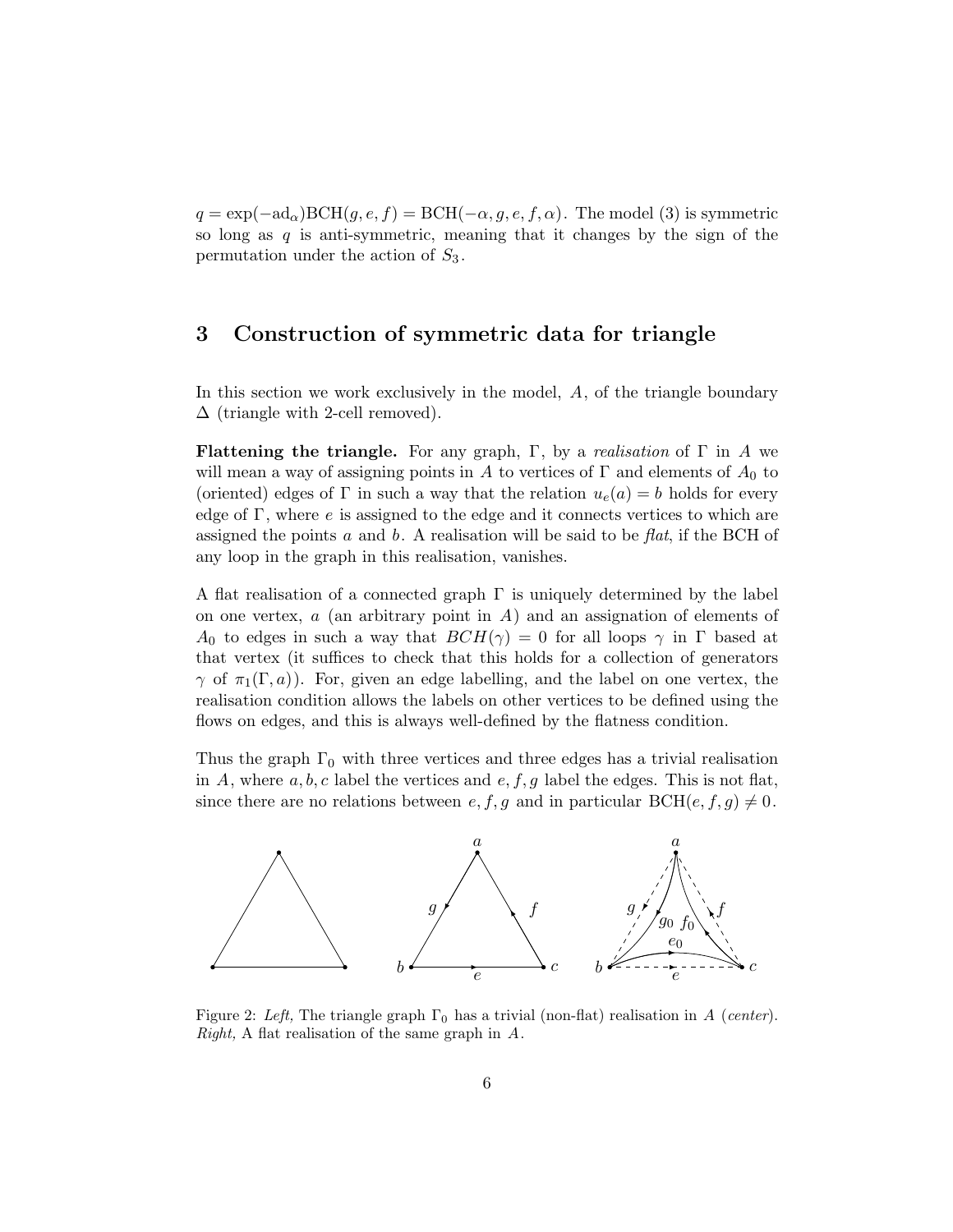$q = \exp(-\mathrm{ad}_\alpha)\mathrm{BCH}(g, e, f) = \mathrm{BCH}(-\alpha, g, e, f, \alpha)$. The model (3) is symmetric so long as $q$ is anti-symmetric, meaning that it changes by the sign of the permutation under the action of $S_3$.

## 3 Construction of symmetric data for triangle

In this section we work exclusively in the model, $A$, of the triangle boundary $\Delta$ (triangle with 2-cell removed).

**Flattening the triangle.** For any graph, $\Gamma$, by a *realisation* of $\Gamma$ in $A$ we will mean a way of assigning points in $A$ to vertices of $\Gamma$ and elements of $A_0$ to (oriented) edges of $\Gamma$ in such a way that the relation $u_e(a) = b$ holds for every edge of $\Gamma$, where $e$ is assigned to the edge and it connects vertices to which are assigned the points $a$ and $b$. A realisation will be said to be *flat*, if the BCH of any loop in the graph in this realisation, vanishes.

A flat realisation of a connected graph $\Gamma$ is uniquely determined by the label on one vertex, $a$ (an arbitrary point in $A$) and an assignation of elements of $A_0$ to edges in such a way that $BCH(\gamma) = 0$ for all loops $\gamma$ in $\Gamma$ based at that vertex (it suffices to check that this holds for a collection of generators $\gamma$ of $\pi_1(\Gamma, a)$). For, given an edge labelling, and the label on one vertex, the realisation condition allows the labels on other vertices to be defined using the flows on edges, and this is always well-defined by the flatness condition.

Thus the graph $\Gamma_0$ with three vertices and three edges has a trivial realisation in $A$, where $a, b, c$ label the vertices and $e, f, g$ label the edges. This is not flat, since there are no relations between $e, f, g$ and in particular $\mathrm{BCH}(e, f, g) \neq 0$.

Figure 2: *Left,* The triangle graph $\Gamma_0$ has a trivial (non-flat) realisation in $A$ (*center*). *Right,* A flat realisation of the same graph in $A$.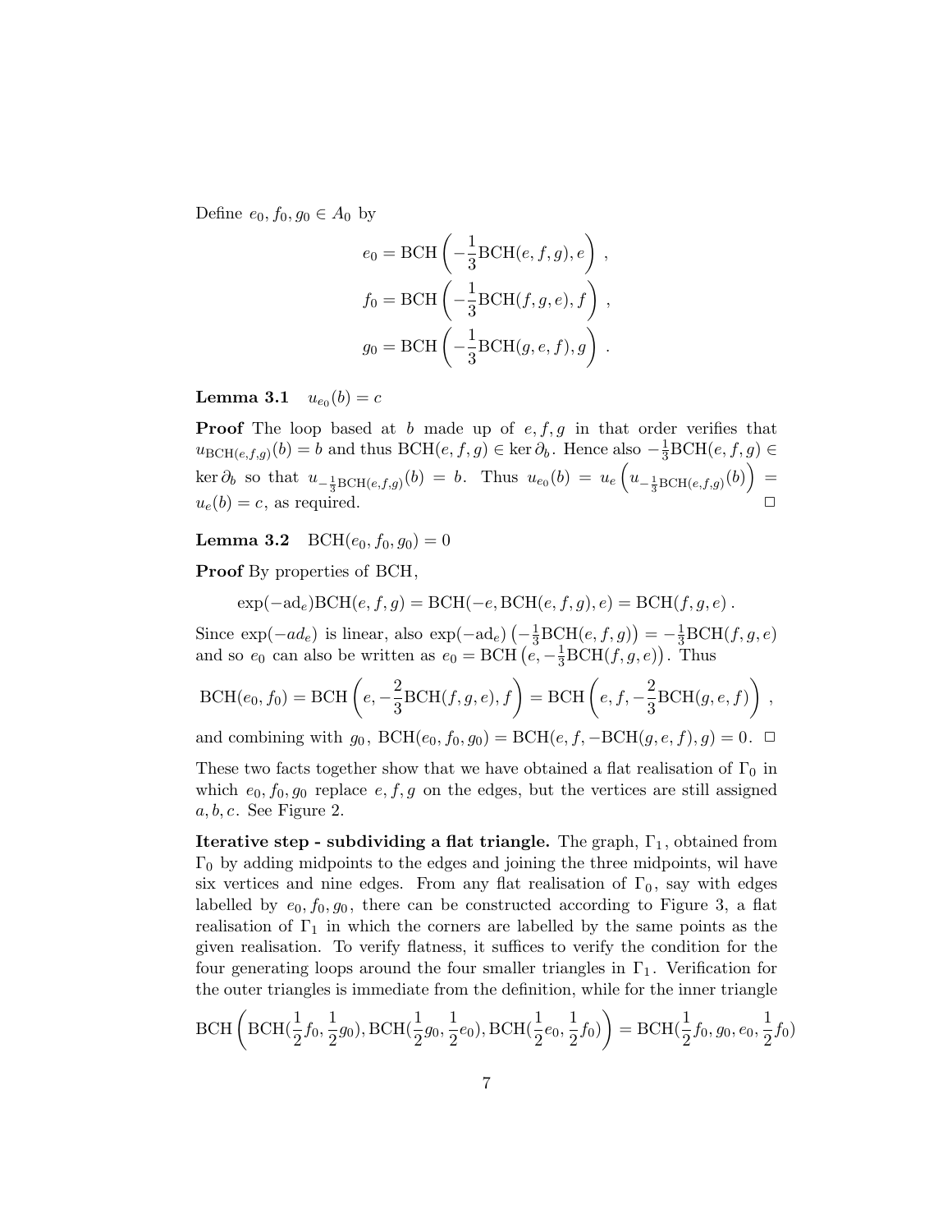Define $e_0, f_0, g_0 \in A_0$ by

$$e_0 = \mathrm{BCH}\left(-\frac{1}{3}\mathrm{BCH}(e,f,g), e\right) ,$$

$$f_0 = \mathrm{BCH}\left(-\frac{1}{3}\mathrm{BCH}(f,g,e), f\right) ,$$

$$g_0 = \mathrm{BCH}\left(-\frac{1}{3}\mathrm{BCH}(g,e,f), g\right) .$$

**Lemma 3.1** $\quad u_{e_0}(b) = c$

**Proof** The loop based at $b$ made up of $e, f, g$ in that order verifies that $u_{\mathrm{BCH}(e,f,g)}(b) = b$ and thus $\mathrm{BCH}(e,f,g) \in \ker \partial_b$. Hence also $-\frac{1}{3}\mathrm{BCH}(e,f,g) \in \ker \partial_b$ so that $u_{-\frac{1}{3}\mathrm{BCH}(e,f,g)}(b) = b$. Thus $u_{e_0}(b) = u_e\left(u_{-\frac{1}{3}\mathrm{BCH}(e,f,g)}(b)\right) = u_e(b) = c$, as required. $\square$

**Lemma 3.2** $\quad \mathrm{BCH}(e_0, f_0, g_0) = 0$

**Proof** By properties of BCH,

$$\exp(-\mathrm{ad}_e)\mathrm{BCH}(e,f,g) = \mathrm{BCH}(-e, \mathrm{BCH}(e,f,g), e) = \mathrm{BCH}(f,g,e) .$$

Since $\exp(-ad_e)$ is linear, also $\exp(-\mathrm{ad}_e)\left(-\frac{1}{3}\mathrm{BCH}(e,f,g)\right) = -\frac{1}{3}\mathrm{BCH}(f,g,e)$ and so $e_0$ can also be written as $e_0 = \mathrm{BCH}\left(e, -\frac{1}{3}\mathrm{BCH}(f,g,e)\right)$. Thus

$$\mathrm{BCH}(e_0, f_0) = \mathrm{BCH}\left(e, -\frac{2}{3}\mathrm{BCH}(f,g,e), f\right) = \mathrm{BCH}\left(e, f, -\frac{2}{3}\mathrm{BCH}(g,e,f)\right) ,$$

and combining with $g_0$, $\mathrm{BCH}(e_0, f_0, g_0) = \mathrm{BCH}(e, f, -\mathrm{BCH}(g,e,f), g) = 0$. $\square$

These two facts together show that we have obtained a flat realisation of $\Gamma_0$ in which $e_0, f_0, g_0$ replace $e, f, g$ on the edges, but the vertices are still assigned $a, b, c$. See Figure 2.

**Iterative step - subdividing a flat triangle.** The graph, $\Gamma_1$, obtained from $\Gamma_0$ by adding midpoints to the edges and joining the three midpoints, wil have six vertices and nine edges. From any flat realisation of $\Gamma_0$, say with edges labelled by $e_0, f_0, g_0$, there can be constructed according to Figure 3, a flat realisation of $\Gamma_1$ in which the corners are labelled by the same points as the given realisation. To verify flatness, it suffices to verify the condition for the four generating loops around the four smaller triangles in $\Gamma_1$. Verification for the outer triangles is immediate from the definition, while for the inner triangle

$$\mathrm{BCH}\left(\mathrm{BCH}(\frac{1}{2}f_0, \frac{1}{2}g_0), \mathrm{BCH}(\frac{1}{2}g_0, \frac{1}{2}e_0), \mathrm{BCH}(\frac{1}{2}e_0, \frac{1}{2}f_0)\right) = \mathrm{BCH}(\frac{1}{2}f_0, g_0, e_0, \frac{1}{2}f_0)$$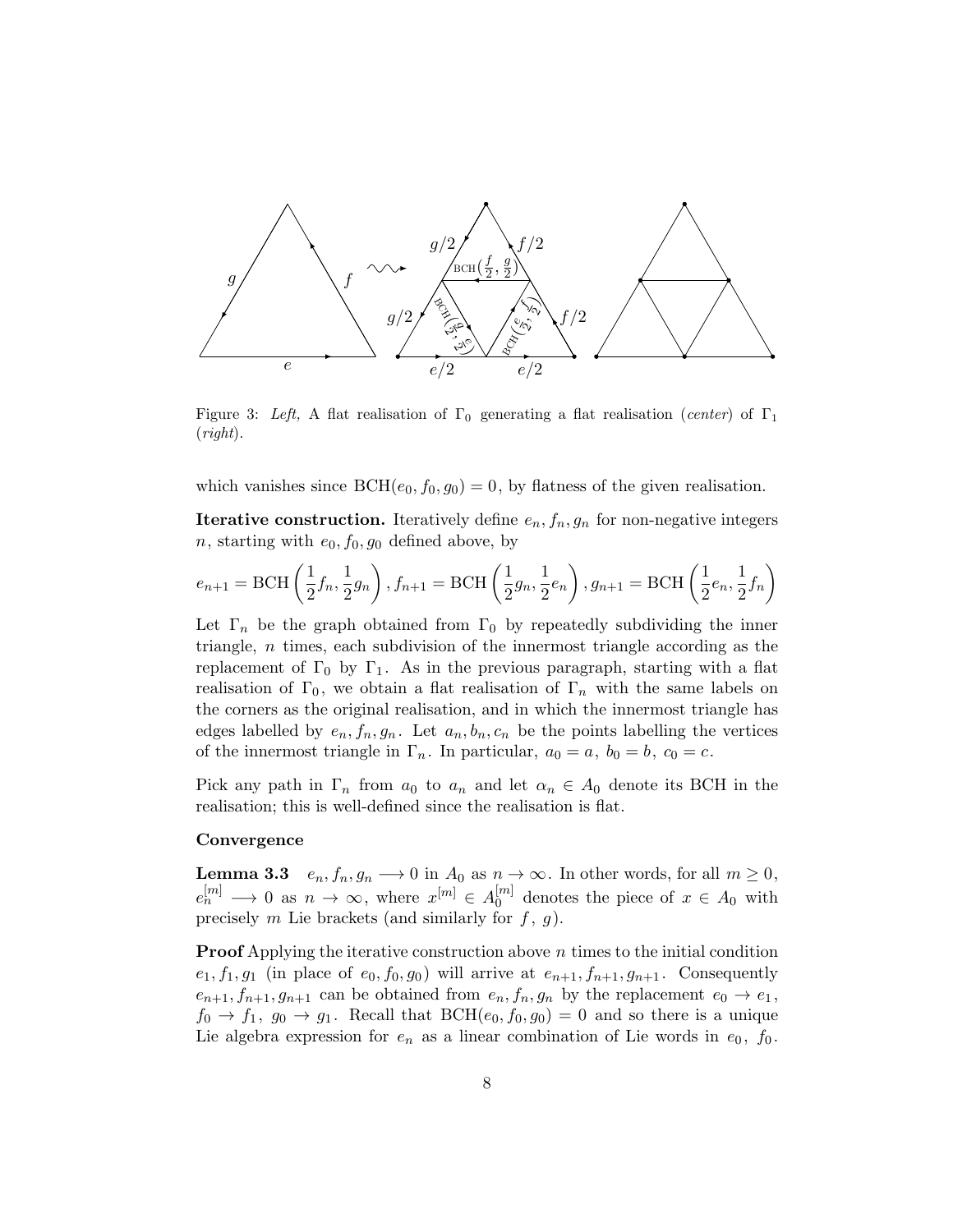Figure 3: *Left,* A flat realisation of $\Gamma_0$ generating a flat realisation (*center*) of $\Gamma_1$ (*right*).

which vanishes since $\mathrm{BCH}(e_0, f_0, g_0) = 0$, by flatness of the given realisation.

**Iterative construction.** Iteratively define $e_n, f_n, g_n$ for non-negative integers $n$, starting with $e_0, f_0, g_0$ defined above, by

$$e_{n+1} = \mathrm{BCH}\left(\frac{1}{2}f_n, \frac{1}{2}g_n\right), f_{n+1} = \mathrm{BCH}\left(\frac{1}{2}g_n, \frac{1}{2}e_n\right), g_{n+1} = \mathrm{BCH}\left(\frac{1}{2}e_n, \frac{1}{2}f_n\right)$$

Let $\Gamma_n$ be the graph obtained from $\Gamma_0$ by repeatedly subdividing the inner triangle, $n$ times, each subdivision of the innermost triangle according as the replacement of $\Gamma_0$ by $\Gamma_1$. As in the previous paragraph, starting with a flat realisation of $\Gamma_0$, we obtain a flat realisation of $\Gamma_n$ with the same labels on the corners as the original realisation, and in which the innermost triangle has edges labelled by $e_n, f_n, g_n$. Let $a_n, b_n, c_n$ be the points labelling the vertices of the innermost triangle in $\Gamma_n$. In particular, $a_0 = a,\ b_0 = b,\ c_0 = c$.

Pick any path in $\Gamma_n$ from $a_0$ to $a_n$ and let $\alpha_n \in A_0$ denote its BCH in the realisation; this is well-defined since the realisation is flat.

**Convergence**

**Lemma 3.3** $\quad e_n, f_n, g_n \longrightarrow 0$ in $A_0$ as $n \to \infty$. In other words, for all $m \geq 0$, $e_n^{[m]} \longrightarrow 0$ as $n \to \infty$, where $x^{[m]} \in A_0^{[m]}$ denotes the piece of $x \in A_0$ with precisely $m$ Lie brackets (and similarly for $f,\ g$).

**Proof** Applying the iterative construction above $n$ times to the initial condition $e_1, f_1, g_1$ (in place of $e_0, f_0, g_0$) will arrive at $e_{n+1}, f_{n+1}, g_{n+1}$. Consequently $e_{n+1}, f_{n+1}, g_{n+1}$ can be obtained from $e_n, f_n, g_n$ by the replacement $e_0 \to e_1$, $f_0 \to f_1,\ g_0 \to g_1$. Recall that $\mathrm{BCH}(e_0, f_0, g_0) = 0$ and so there is a unique Lie algebra expression for $e_n$ as a linear combination of Lie words in $e_0,\ f_0$.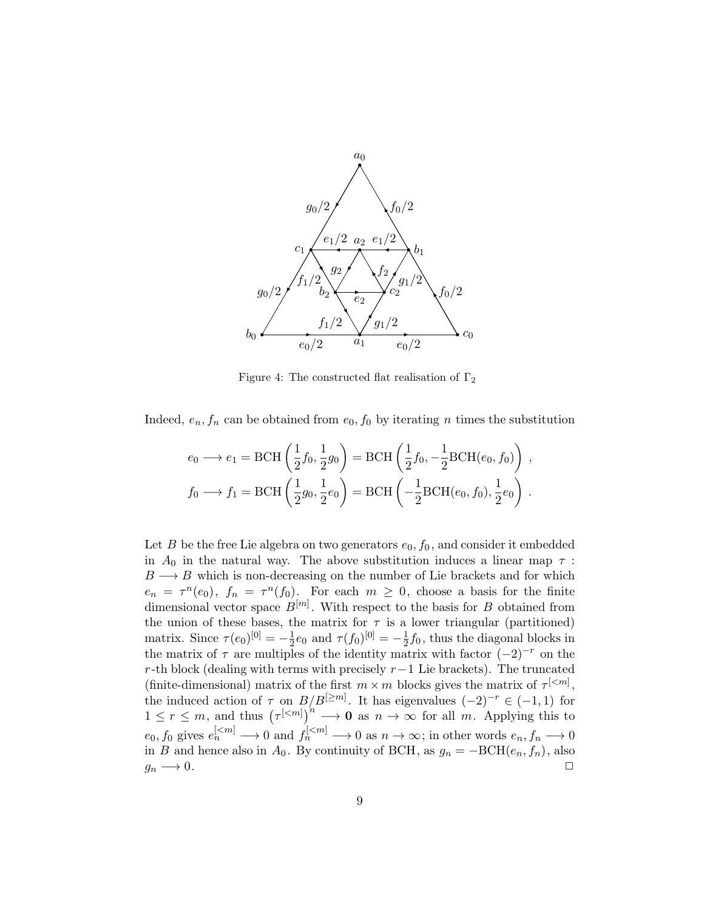Figure 4: The constructed flat realisation of $\Gamma_2$

Indeed, $e_n, f_n$ can be obtained from $e_0, f_0$ by iterating $n$ times the substitution

$$
\begin{aligned}
e_0 \longrightarrow e_1 &= \mathrm{BCH}\left(\frac{1}{2}f_0, \frac{1}{2}g_0\right) = \mathrm{BCH}\left(\frac{1}{2}f_0, -\frac{1}{2}\mathrm{BCH}(e_0, f_0)\right) \;, \\
f_0 \longrightarrow f_1 &= \mathrm{BCH}\left(\frac{1}{2}g_0, \frac{1}{2}e_0\right) = \mathrm{BCH}\left(-\frac{1}{2}\mathrm{BCH}(e_0, f_0), \frac{1}{2}e_0\right) \;.
\end{aligned}
$$

Let $B$ be the free Lie algebra on two generators $e_0, f_0$, and consider it embedded in $A_0$ in the natural way. The above substitution induces a linear map $\tau : B \longrightarrow B$ which is non-decreasing on the number of Lie brackets and for which $e_n = \tau^n(e_0),\ f_n = \tau^n(f_0)$. For each $m \geq 0$, choose a basis for the finite dimensional vector space $B^{[m]}$. With respect to the basis for $B$ obtained from the union of these bases, the matrix for $\tau$ is a lower triangular (partitioned) matrix. Since $\tau(e_0)^{[0]} = -\frac{1}{2}e_0$ and $\tau(f_0)^{[0]} = -\frac{1}{2}f_0$, thus the diagonal blocks in the matrix of $\tau$ are multiples of the identity matrix with factor $(-2)^{-r}$ on the $r$-th block (dealing with terms with precisely $r-1$ Lie brackets). The truncated (finite-dimensional) matrix of the first $m \times m$ blocks gives the matrix of $\tau^{[<m]}$, the induced action of $\tau$ on $B/B^{[\geq m]}$. It has eigenvalues $(-2)^{-r} \in (-1, 1)$ for $1 \leq r \leq m$, and thus $\left(\tau^{[<m]}\right)^n \longrightarrow \mathbf{0}$ as $n \to \infty$ for all $m$. Applying this to $e_0, f_0$ gives $e_n^{[<m]} \longrightarrow 0$ and $f_n^{[<m]} \longrightarrow 0$ as $n \to \infty$; in other words $e_n, f_n \longrightarrow 0$ in $B$ and hence also in $A_0$. By continuity of BCH, as $g_n = -\mathrm{BCH}(e_n, f_n)$, also $g_n \longrightarrow 0$. □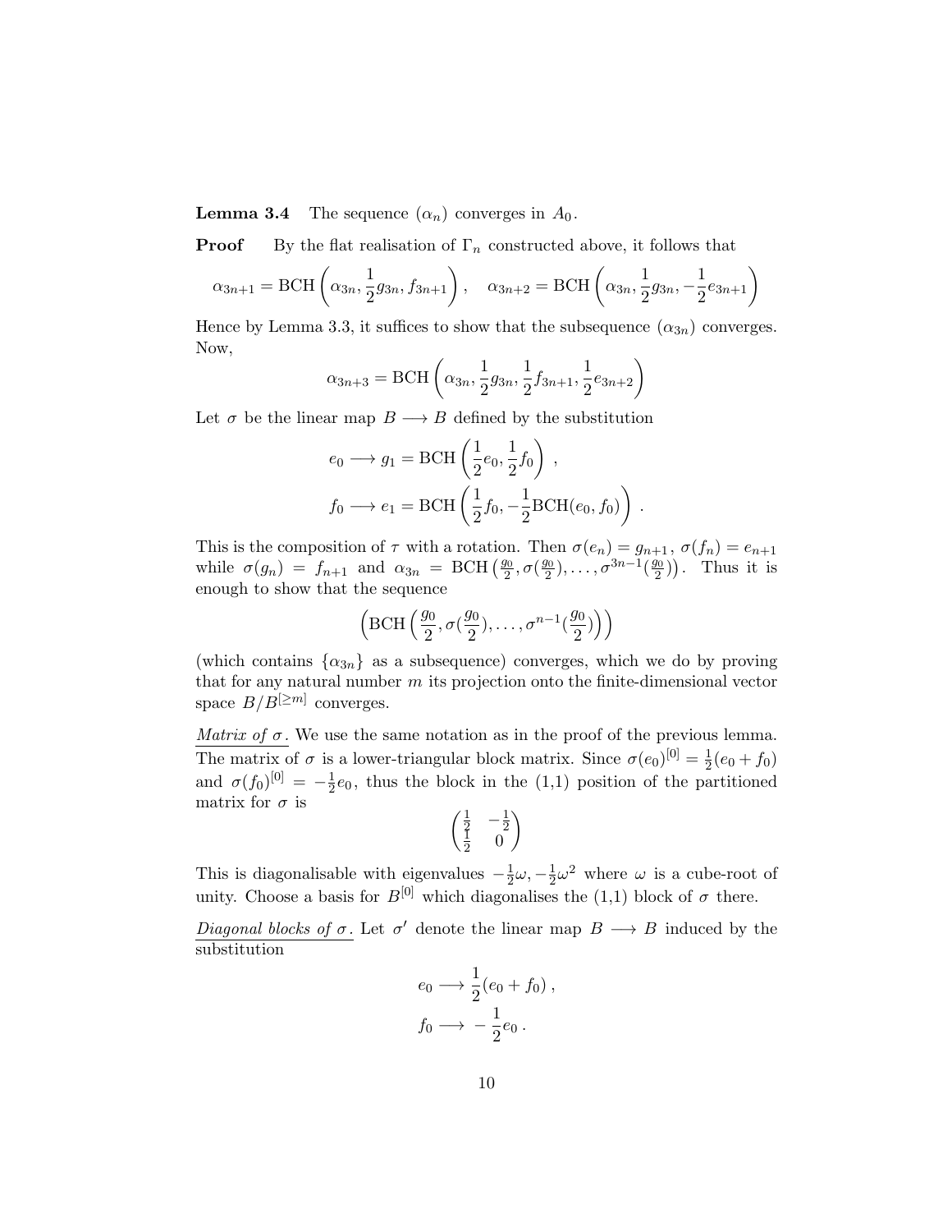**Lemma 3.4** The sequence $(\alpha_n)$ converges in $A_0$.

**Proof** By the flat realisation of $\Gamma_n$ constructed above, it follows that

$$\alpha_{3n+1} = \mathrm{BCH}\left(\alpha_{3n}, \frac{1}{2}g_{3n}, f_{3n+1}\right), \quad \alpha_{3n+2} = \mathrm{BCH}\left(\alpha_{3n}, \frac{1}{2}g_{3n}, -\frac{1}{2}e_{3n+1}\right)$$

Hence by Lemma 3.3, it suffices to show that the subsequence $(\alpha_{3n})$ converges. Now,

$$\alpha_{3n+3} = \mathrm{BCH}\left(\alpha_{3n}, \frac{1}{2}g_{3n}, \frac{1}{2}f_{3n+1}, \frac{1}{2}e_{3n+2}\right)$$

Let $\sigma$ be the linear map $B \longrightarrow B$ defined by the substitution

$$e_0 \longrightarrow g_1 = \mathrm{BCH}\left(\frac{1}{2}e_0, \frac{1}{2}f_0\right),$$

$$f_0 \longrightarrow e_1 = \mathrm{BCH}\left(\frac{1}{2}f_0, -\frac{1}{2}\mathrm{BCH}(e_0, f_0)\right).$$

This is the composition of $\tau$ with a rotation. Then $\sigma(e_n) = g_{n+1}$, $\sigma(f_n) = e_{n+1}$ while $\sigma(g_n) = f_{n+1}$ and $\alpha_{3n} = \mathrm{BCH}\left(\frac{g_0}{2}, \sigma(\frac{g_0}{2}), \ldots, \sigma^{3n-1}(\frac{g_0}{2})\right)$. Thus it is enough to show that the sequence

$$\left(\mathrm{BCH}\left(\frac{g_0}{2}, \sigma(\frac{g_0}{2}), \ldots, \sigma^{n-1}(\frac{g_0}{2})\right)\right)$$

(which contains $\{\alpha_{3n}\}$ as a subsequence) converges, which we do by proving that for any natural number $m$ its projection onto the finite-dimensional vector space $B/B^{[\geq m]}$ converges.

*Matrix of $\sigma$.* We use the same notation as in the proof of the previous lemma. The matrix of $\sigma$ is a lower-triangular block matrix. Since $\sigma(e_0)^{[0]} = \frac{1}{2}(e_0 + f_0)$ and $\sigma(f_0)^{[0]} = -\frac{1}{2}e_0$, thus the block in the (1,1) position of the partitioned matrix for $\sigma$ is

$$\begin{pmatrix} \frac{1}{2} & -\frac{1}{2} \\ \frac{1}{2} & 0 \end{pmatrix}$$

This is diagonalisable with eigenvalues $-\frac{1}{2}\omega, -\frac{1}{2}\omega^2$ where $\omega$ is a cube-root of unity. Choose a basis for $B^{[0]}$ which diagonalises the (1,1) block of $\sigma$ there.

*Diagonal blocks of $\sigma$.* Let $\sigma'$ denote the linear map $B \longrightarrow B$ induced by the substitution

$$e_0 \longrightarrow \frac{1}{2}(e_0 + f_0),$$

$$f_0 \longrightarrow -\frac{1}{2}e_0.$$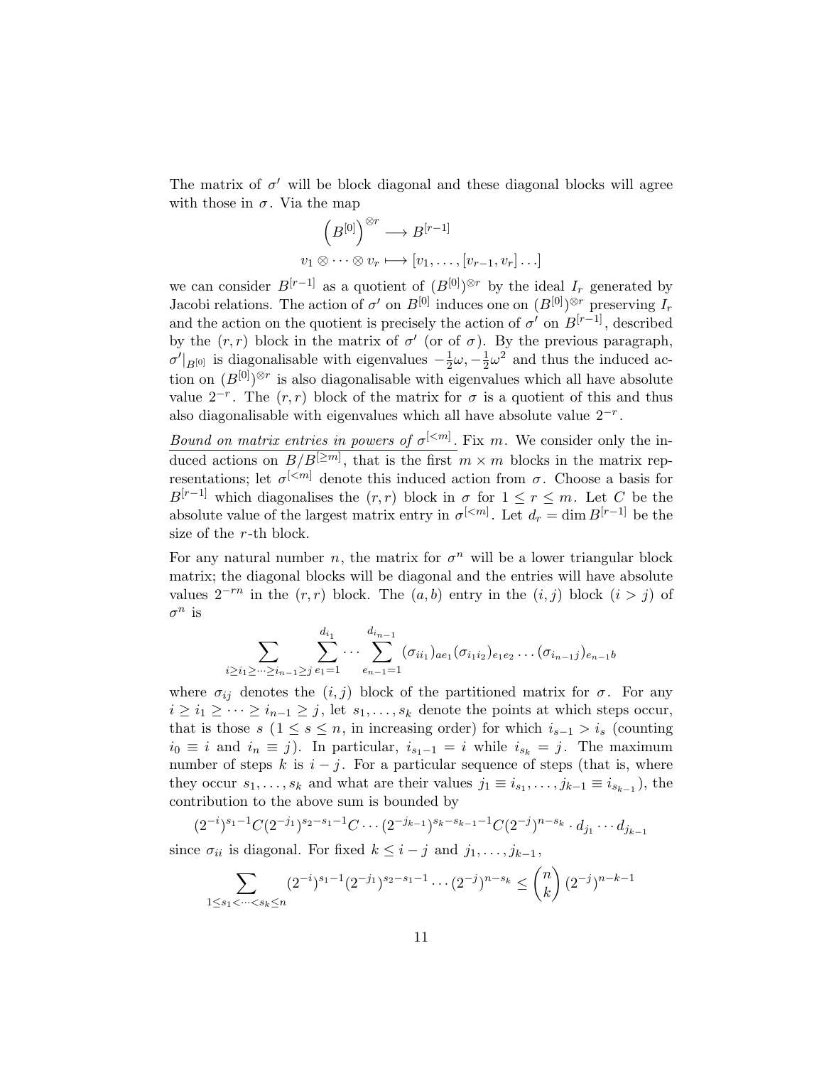The matrix of $\sigma'$ will be block diagonal and these diagonal blocks will agree with those in $\sigma$. Via the map

$$\left(B^{[0]}\right)^{\otimes r} \longrightarrow B^{[r-1]}$$
$$v_1 \otimes \cdots \otimes v_r \longmapsto [v_1, \ldots, [v_{r-1}, v_r] \ldots]$$

we can consider $B^{[r-1]}$ as a quotient of $(B^{[0]})^{\otimes r}$ by the ideal $I_r$ generated by Jacobi relations. The action of $\sigma'$ on $B^{[0]}$ induces one on $(B^{[0]})^{\otimes r}$ preserving $I_r$ and the action on the quotient is precisely the action of $\sigma'$ on $B^{[r-1]}$, described by the $(r, r)$ block in the matrix of $\sigma'$ (or of $\sigma$). By the previous paragraph, $\sigma'|_{B^{[0]}}$ is diagonalisable with eigenvalues $-\frac{1}{2}\omega, -\frac{1}{2}\omega^2$ and thus the induced action on $(B^{[0]})^{\otimes r}$ is also diagonalisable with eigenvalues which all have absolute value $2^{-r}$. The $(r, r)$ block of the matrix for $\sigma$ is a quotient of this and thus also diagonalisable with eigenvalues which all have absolute value $2^{-r}$.

*Bound on matrix entries in powers of $\sigma^{[<m]}$.* Fix $m$. We consider only the induced actions on $B/B^{[\geq m]}$, that is the first $m \times m$ blocks in the matrix representations; let $\sigma^{[<m]}$ denote this induced action from $\sigma$. Choose a basis for $B^{[r-1]}$ which diagonalises the $(r, r)$ block in $\sigma$ for $1 \leq r \leq m$. Let $C$ be the absolute value of the largest matrix entry in $\sigma^{[<m]}$. Let $d_r = \dim B^{[r-1]}$ be the size of the $r$-th block.

For any natural number $n$, the matrix for $\sigma^n$ will be a lower triangular block matrix; the diagonal blocks will be diagonal and the entries will have absolute values $2^{-rn}$ in the $(r, r)$ block. The $(a, b)$ entry in the $(i, j)$ block $(i > j)$ of $\sigma^n$ is

$$\sum_{i \geq i_1 \geq \cdots \geq i_{n-1} \geq j} \sum_{e_1=1}^{d_{i_1}} \cdots \sum_{e_{n-1}=1}^{d_{i_{n-1}}} (\sigma_{ii_1})_{ae_1} (\sigma_{i_1 i_2})_{e_1 e_2} \ldots (\sigma_{i_{n-1} j})_{e_{n-1} b}$$

where $\sigma_{ij}$ denotes the $(i, j)$ block of the partitioned matrix for $\sigma$. For any $i \geq i_1 \geq \cdots \geq i_{n-1} \geq j$, let $s_1, \ldots, s_k$ denote the points at which steps occur, that is those $s$ ($1 \leq s \leq n$, in increasing order) for which $i_{s-1} > i_s$ (counting $i_0 \equiv i$ and $i_n \equiv j$). In particular, $i_{s_1 - 1} = i$ while $i_{s_k} = j$. The maximum number of steps $k$ is $i - j$. For a particular sequence of steps (that is, where they occur $s_1, \ldots, s_k$ and what are their values $j_1 \equiv i_{s_1}, \ldots, j_{k-1} \equiv i_{s_{k-1}}$), the contribution to the above sum is bounded by

$$(2^{-i})^{s_1 - 1} C (2^{-j_1})^{s_2 - s_1 - 1} C \cdots (2^{-j_{k-1}})^{s_k - s_{k-1} - 1} C (2^{-j})^{n - s_k} \cdot d_{j_1} \cdots d_{j_{k-1}}$$

since $\sigma_{ii}$ is diagonal. For fixed $k \leq i - j$ and $j_1, \ldots, j_{k-1}$,

$$\sum_{1 \leq s_1 < \cdots < s_k \leq n} (2^{-i})^{s_1 - 1} (2^{-j_1})^{s_2 - s_1 - 1} \cdots (2^{-j})^{n - s_k} \leq \binom{n}{k} (2^{-j})^{n-k-1}$$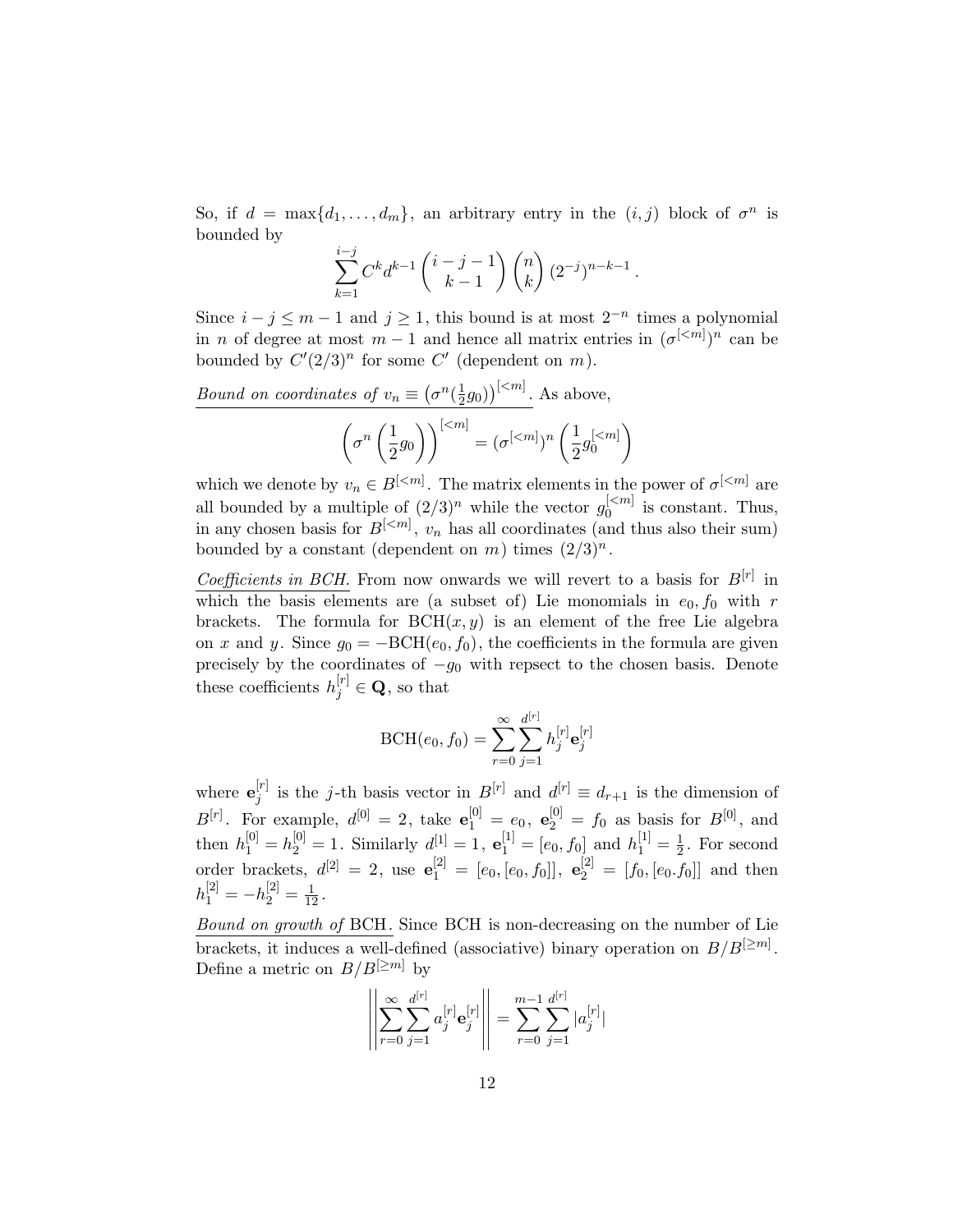So, if $d = \max\{d_1, \ldots, d_m\}$, an arbitrary entry in the $(i, j)$ block of $\sigma^n$ is bounded by

$$\sum_{k=1}^{i-j} C^k d^{k-1} \binom{i-j-1}{k-1} \binom{n}{k} (2^{-j})^{n-k-1}.$$

Since $i - j \leq m - 1$ and $j \geq 1$, this bound is at most $2^{-n}$ times a polynomial in $n$ of degree at most $m - 1$ and hence all matrix entries in $(\sigma^{[<m]})^n$ can be bounded by $C'(2/3)^n$ for some $C'$ (dependent on $m$).

*Bound on coordinates of $v_n \equiv \left(\sigma^n(\frac{1}{2}g_0)\right)^{[<m]}$.* As above,

$$\left(\sigma^n\left(\frac{1}{2}g_0\right)\right)^{[<m]} = (\sigma^{[<m]})^n \left(\frac{1}{2}g_0^{[<m]}\right)$$

which we denote by $v_n \in B^{[<m]}$. The matrix elements in the power of $\sigma^{[<m]}$ are all bounded by a multiple of $(2/3)^n$ while the vector $g_0^{[<m]}$ is constant. Thus, in any chosen basis for $B^{[<m]}$, $v_n$ has all coordinates (and thus also their sum) bounded by a constant (dependent on $m$) times $(2/3)^n$.

*Coefficients in BCH.* From now onwards we will revert to a basis for $B^{[r]}$ in which the basis elements are (a subset of) Lie monomials in $e_0, f_0$ with $r$ brackets. The formula for $\mathrm{BCH}(x, y)$ is an element of the free Lie algebra on $x$ and $y$. Since $g_0 = -\mathrm{BCH}(e_0, f_0)$, the coefficients in the formula are given precisely by the coordinates of $-g_0$ with repsect to the chosen basis. Denote these coefficients $h_j^{[r]} \in \mathbf{Q}$, so that

$$\mathrm{BCH}(e_0, f_0) = \sum_{r=0}^{\infty} \sum_{j=1}^{d^{[r]}} h_j^{[r]} \mathbf{e}_j^{[r]}$$

where $\mathbf{e}_j^{[r]}$ is the $j$-th basis vector in $B^{[r]}$ and $d^{[r]} \equiv d_{r+1}$ is the dimension of $B^{[r]}$. For example, $d^{[0]} = 2$, take $\mathbf{e}_1^{[0]} = e_0$, $\mathbf{e}_2^{[0]} = f_0$ as basis for $B^{[0]}$, and then $h_1^{[0]} = h_2^{[0]} = 1$. Similarly $d^{[1]} = 1$, $\mathbf{e}_1^{[1]} = [e_0, f_0]$ and $h_1^{[1]} = \frac{1}{2}$. For second order brackets, $d^{[2]} = 2$, use $\mathbf{e}_1^{[2]} = [e_0, [e_0, f_0]]$, $\mathbf{e}_2^{[2]} = [f_0, [e_0.f_0]]$ and then $h_1^{[2]} = -h_2^{[2]} = \frac{1}{12}$.

*Bound on growth of BCH.* Since BCH is non-decreasing on the number of Lie brackets, it induces a well-defined (associative) binary operation on $B/B^{[\geq m]}$. Define a metric on $B/B^{[\geq m]}$ by

$$\left\| \sum_{r=0}^{\infty} \sum_{j=1}^{d^{[r]}} a_j^{[r]} \mathbf{e}_j^{[r]} \right\| = \sum_{r=0}^{m-1} \sum_{j=1}^{d^{[r]}} |a_j^{[r]}|$$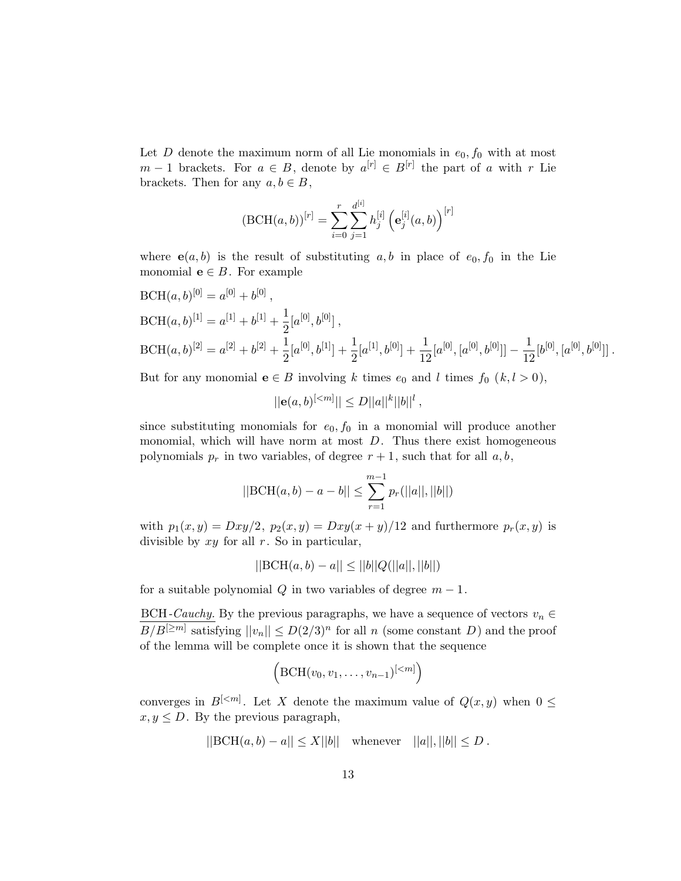Let $D$ denote the maximum norm of all Lie monomials in $e_0, f_0$ with at most $m-1$ brackets. For $a \in B$, denote by $a^{[r]} \in B^{[r]}$ the part of $a$ with $r$ Lie brackets. Then for any $a, b \in B$,

$$(\mathrm{BCH}(a,b))^{[r]} = \sum_{i=0}^{r} \sum_{j=1}^{d^{[i]}} h_j^{[i]} \left( \mathbf{e}_j^{[i]}(a,b) \right)^{[r]}$$

where $\mathbf{e}(a,b)$ is the result of substituting $a, b$ in place of $e_0, f_0$ in the Lie monomial $\mathbf{e} \in B$. For example

$$\mathrm{BCH}(a,b)^{[0]} = a^{[0]} + b^{[0]}\,,$$

$$\mathrm{BCH}(a,b)^{[1]} = a^{[1]} + b^{[1]} + \frac{1}{2}[a^{[0]}, b^{[0]}]\,,$$

$$\mathrm{BCH}(a,b)^{[2]} = a^{[2]} + b^{[2]} + \frac{1}{2}[a^{[0]}, b^{[1]}] + \frac{1}{2}[a^{[1]}, b^{[0]}] + \frac{1}{12}[a^{[0]}, [a^{[0]}, b^{[0]}]] - \frac{1}{12}[b^{[0]}, [a^{[0]}, b^{[0]}]]\,.$$

But for any monomial $\mathbf{e} \in B$ involving $k$ times $e_0$ and $l$ times $f_0$ ($k, l > 0$),

$$||\mathbf{e}(a,b)^{[<m]}|| \leq D||a||^k ||b||^l\,,$$

since substituting monomials for $e_0, f_0$ in a monomial will produce another monomial, which will have norm at most $D$. Thus there exist homogeneous polynomials $p_r$ in two variables, of degree $r+1$, such that for all $a, b$,

$$||\mathrm{BCH}(a,b) - a - b|| \leq \sum_{r=1}^{m-1} p_r(||a||, ||b||)$$

with $p_1(x,y) = Dxy/2$, $p_2(x,y) = Dxy(x+y)/12$ and furthermore $p_r(x,y)$ is divisible by $xy$ for all $r$. So in particular,

$$||\mathrm{BCH}(a,b) - a|| \leq ||b|| Q(||a||, ||b||)$$

for a suitable polynomial $Q$ in two variables of degree $m-1$.

<u>BCH-*Cauchy.*</u> By the previous paragraphs, we have a sequence of vectors $v_n \in B/B^{[\geq m]}$ satisfying $||v_n|| \leq D(2/3)^n$ for all $n$ (some constant $D$) and the proof of the lemma will be complete once it is shown that the sequence

$$\left( \mathrm{BCH}(v_0, v_1, \ldots, v_{n-1})^{[<m]} \right)$$

converges in $B^{[<m]}$. Let $X$ denote the maximum value of $Q(x,y)$ when $0 \leq x, y \leq D$. By the previous paragraph,

$$||\mathrm{BCH}(a,b) - a|| \leq X||b|| \quad \text{whenever} \quad ||a||, ||b|| \leq D\,.$$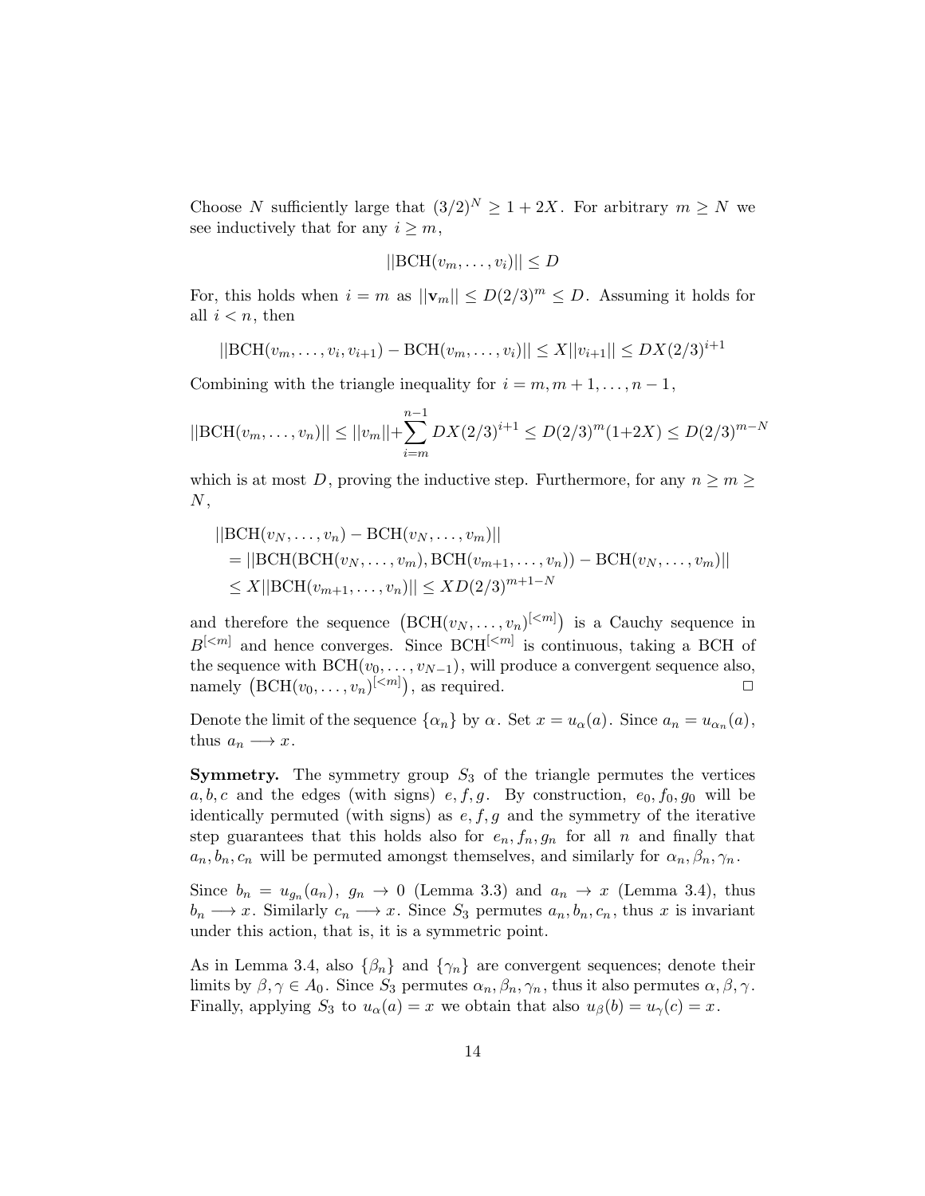Choose $N$ sufficiently large that $(3/2)^N \geq 1 + 2X$. For arbitrary $m \geq N$ we see inductively that for any $i \geq m$,

$$||\mathrm{BCH}(v_m, \ldots, v_i)|| \leq D$$

For, this holds when $i = m$ as $||\mathbf{v}_m|| \leq D(2/3)^m \leq D$. Assuming it holds for all $i < n$, then

$$||\mathrm{BCH}(v_m, \ldots, v_i, v_{i+1}) - \mathrm{BCH}(v_m, \ldots, v_i)|| \leq X||v_{i+1}|| \leq DX(2/3)^{i+1}$$

Combining with the triangle inequality for $i = m, m+1, \ldots, n-1$,

$$||\mathrm{BCH}(v_m, \ldots, v_n)|| \leq ||v_m|| + \sum_{i=m}^{n-1} DX(2/3)^{i+1} \leq D(2/3)^m(1+2X) \leq D(2/3)^{m-N}$$

which is at most $D$, proving the inductive step. Furthermore, for any $n \geq m \geq N$,

$$\begin{aligned}
&||\mathrm{BCH}(v_N, \ldots, v_n) - \mathrm{BCH}(v_N, \ldots, v_m)|| \\
&\quad = ||\mathrm{BCH}(\mathrm{BCH}(v_N, \ldots, v_m), \mathrm{BCH}(v_{m+1}, \ldots, v_n)) - \mathrm{BCH}(v_N, \ldots, v_m)|| \\
&\quad \leq X||\mathrm{BCH}(v_{m+1}, \ldots, v_n)|| \leq XD(2/3)^{m+1-N}
\end{aligned}$$

and therefore the sequence $\left(\mathrm{BCH}(v_N, \ldots, v_n)^{[<m]}\right)$ is a Cauchy sequence in $B^{[<m]}$ and hence converges. Since $\mathrm{BCH}^{[<m]}$ is continuous, taking a BCH of the sequence with $\mathrm{BCH}(v_0, \ldots, v_{N-1})$, will produce a convergent sequence also, namely $\left(\mathrm{BCH}(v_0, \ldots, v_n)^{[<m]}\right)$, as required. $\square$

Denote the limit of the sequence $\{\alpha_n\}$ by $\alpha$. Set $x = u_\alpha(a)$. Since $a_n = u_{\alpha_n}(a)$, thus $a_n \longrightarrow x$.

**Symmetry.** The symmetry group $S_3$ of the triangle permutes the vertices $a, b, c$ and the edges (with signs) $e, f, g$. By construction, $e_0, f_0, g_0$ will be identically permuted (with signs) as $e, f, g$ and the symmetry of the iterative step guarantees that this holds also for $e_n, f_n, g_n$ for all $n$ and finally that $a_n, b_n, c_n$ will be permuted amongst themselves, and similarly for $\alpha_n, \beta_n, \gamma_n$.

Since $b_n = u_{g_n}(a_n)$, $g_n \to 0$ (Lemma 3.3) and $a_n \to x$ (Lemma 3.4), thus $b_n \longrightarrow x$. Similarly $c_n \longrightarrow x$. Since $S_3$ permutes $a_n, b_n, c_n$, thus $x$ is invariant under this action, that is, it is a symmetric point.

As in Lemma 3.4, also $\{\beta_n\}$ and $\{\gamma_n\}$ are convergent sequences; denote their limits by $\beta, \gamma \in A_0$. Since $S_3$ permutes $\alpha_n, \beta_n, \gamma_n$, thus it also permutes $\alpha, \beta, \gamma$. Finally, applying $S_3$ to $u_\alpha(a) = x$ we obtain that also $u_\beta(b) = u_\gamma(c) = x$.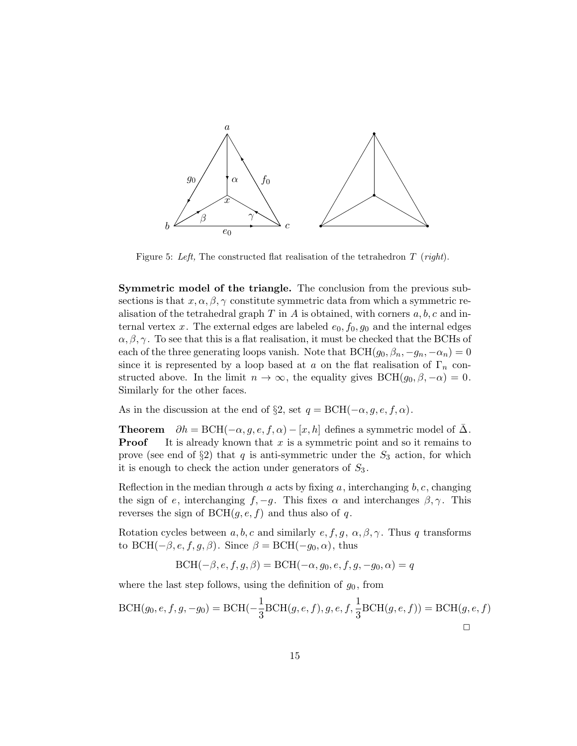Figure 5: *Left,* The constructed flat realisation of the tetrahedron $T$ (*right*).

**Symmetric model of the triangle.** The conclusion from the previous subsections is that $x, \alpha, \beta, \gamma$ constitute symmetric data from which a symmetric realisation of the tetrahedral graph $T$ in $A$ is obtained, with corners $a, b, c$ and internal vertex $x$. The external edges are labeled $e_0, f_0, g_0$ and the internal edges $\alpha, \beta, \gamma$. To see that this is a flat realisation, it must be checked that the BCHs of each of the three generating loops vanish. Note that $\mathrm{BCH}(g_0, \beta_n, -g_n, -\alpha_n) = 0$ since it is represented by a loop based at $a$ on the flat realisation of $\Gamma_n$ constructed above. In the limit $n \to \infty$, the equality gives $\mathrm{BCH}(g_0, \beta, -\alpha) = 0$. Similarly for the other faces.

As in the discussion at the end of §2, set $q = \mathrm{BCH}(-\alpha, g, e, f, \alpha)$.

**Theorem** $\partial h = \mathrm{BCH}(-\alpha, g, e, f, \alpha) - [x, h]$ defines a symmetric model of $\bar{\Delta}$.
**Proof** It is already known that $x$ is a symmetric point and so it remains to prove (see end of §2) that $q$ is anti-symmetric under the $S_3$ action, for which it is enough to check the action under generators of $S_3$.

Reflection in the median through $a$ acts by fixing $a$, interchanging $b, c$, changing the sign of $e$, interchanging $f, -g$. This fixes $\alpha$ and interchanges $\beta, \gamma$. This reverses the sign of $\mathrm{BCH}(g, e, f)$ and thus also of $q$.

Rotation cycles between $a, b, c$ and similarly $e, f, g,\ \alpha, \beta, \gamma$. Thus $q$ transforms to $\mathrm{BCH}(-\beta, e, f, g, \beta)$. Since $\beta = \mathrm{BCH}(-g_0, \alpha)$, thus

$$\mathrm{BCH}(-\beta, e, f, g, \beta) = \mathrm{BCH}(-\alpha, g_0, e, f, g, -g_0, \alpha) = q$$

where the last step follows, using the definition of $g_0$, from

$$\mathrm{BCH}(g_0, e, f, g, -g_0) = \mathrm{BCH}(-\frac{1}{3}\mathrm{BCH}(g, e, f), g, e, f, \frac{1}{3}\mathrm{BCH}(g, e, f)) = \mathrm{BCH}(g, e, f)$$

□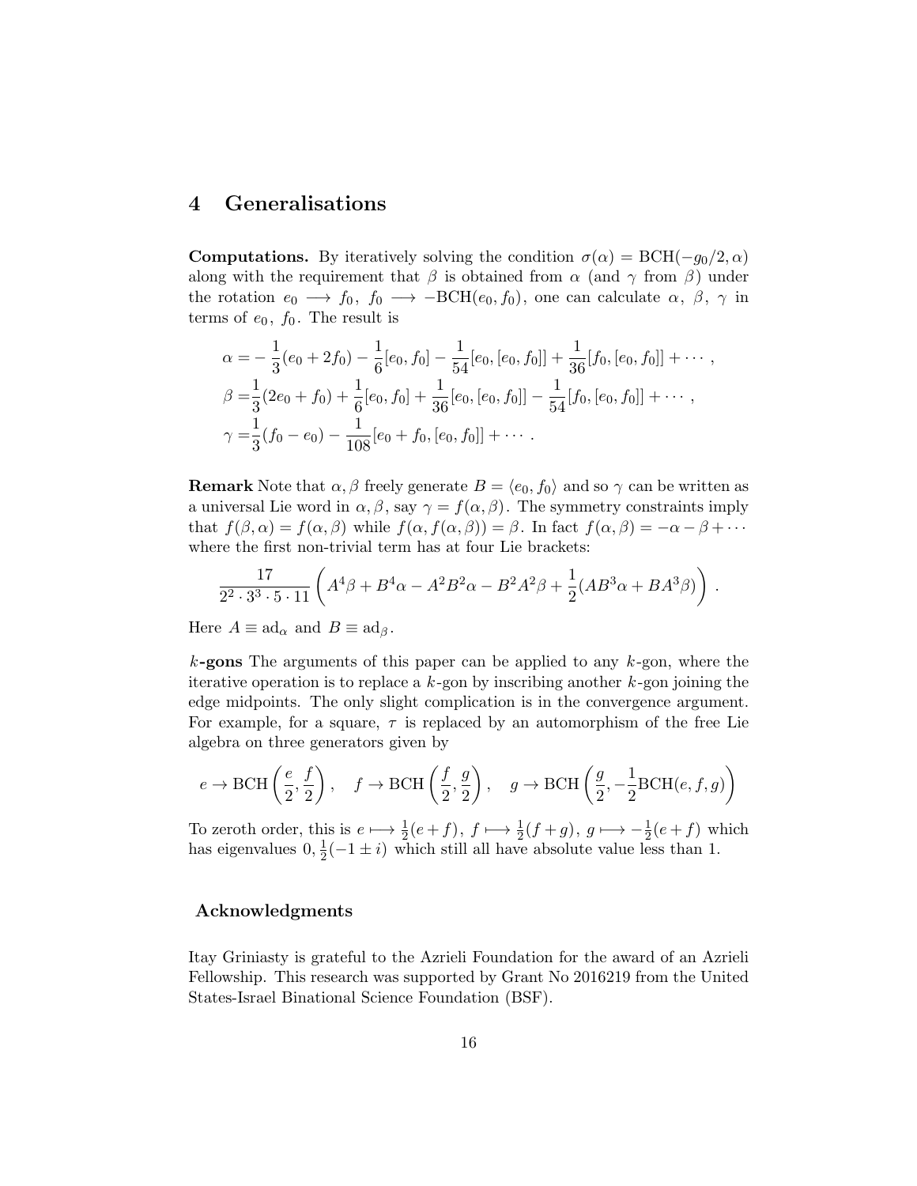## 4 Generalisations

**Computations.** By iteratively solving the condition $\sigma(\alpha) = \text{BCH}(-g_0/2, \alpha)$ along with the requirement that $\beta$ is obtained from $\alpha$ (and $\gamma$ from $\beta$) under the rotation $e_0 \longrightarrow f_0,\ f_0 \longrightarrow -\text{BCH}(e_0, f_0)$, one can calculate $\alpha,\ \beta,\ \gamma$ in terms of $e_0,\ f_0$. The result is

$$
\begin{aligned}
\alpha =& -\frac{1}{3}(e_0 + 2f_0) - \frac{1}{6}[e_0, f_0] - \frac{1}{54}[e_0, [e_0, f_0]] + \frac{1}{36}[f_0, [e_0, f_0]] + \cdots \,, \\
\beta =& \frac{1}{3}(2e_0 + f_0) + \frac{1}{6}[e_0, f_0] + \frac{1}{36}[e_0, [e_0, f_0]] - \frac{1}{54}[f_0, [e_0, f_0]] + \cdots \,, \\
\gamma =& \frac{1}{3}(f_0 - e_0) - \frac{1}{108}[e_0 + f_0, [e_0, f_0]] + \cdots \,.
\end{aligned}
$$

**Remark** Note that $\alpha, \beta$ freely generate $B = \langle e_0, f_0 \rangle$ and so $\gamma$ can be written as a universal Lie word in $\alpha, \beta$, say $\gamma = f(\alpha, \beta)$. The symmetry constraints imply that $f(\beta, \alpha) = f(\alpha, \beta)$ while $f(\alpha, f(\alpha, \beta)) = \beta$. In fact $f(\alpha, \beta) = -\alpha - \beta + \cdots$ where the first non-trivial term has at four Lie brackets:

$$
\frac{17}{2^2 \cdot 3^3 \cdot 5 \cdot 11} \left( A^4\beta + B^4\alpha - A^2B^2\alpha - B^2A^2\beta + \frac{1}{2}(AB^3\alpha + BA^3\beta) \right) .
$$

Here $A \equiv \text{ad}_\alpha$ and $B \equiv \text{ad}_\beta$.

**$k$-gons** The arguments of this paper can be applied to any $k$-gon, where the iterative operation is to replace a $k$-gon by inscribing another $k$-gon joining the edge midpoints. The only slight complication is in the convergence argument. For example, for a square, $\tau$ is replaced by an automorphism of the free Lie algebra on three generators given by

$$
e \to \text{BCH}\left(\frac{e}{2}, \frac{f}{2}\right), \quad f \to \text{BCH}\left(\frac{f}{2}, \frac{g}{2}\right), \quad g \to \text{BCH}\left(\frac{g}{2}, -\frac{1}{2}\text{BCH}(e, f, g)\right)
$$

To zeroth order, this is $e \longmapsto \frac{1}{2}(e + f),\ f \longmapsto \frac{1}{2}(f + g),\ g \longmapsto -\frac{1}{2}(e + f)$ which has eigenvalues $0, \frac{1}{2}(-1 \pm i)$ which still all have absolute value less than 1.

### Acknowledgments

Itay Griniasty is grateful to the Azrieli Foundation for the award of an Azrieli Fellowship. This research was supported by Grant No 2016219 from the United States-Israel Binational Science Foundation (BSF).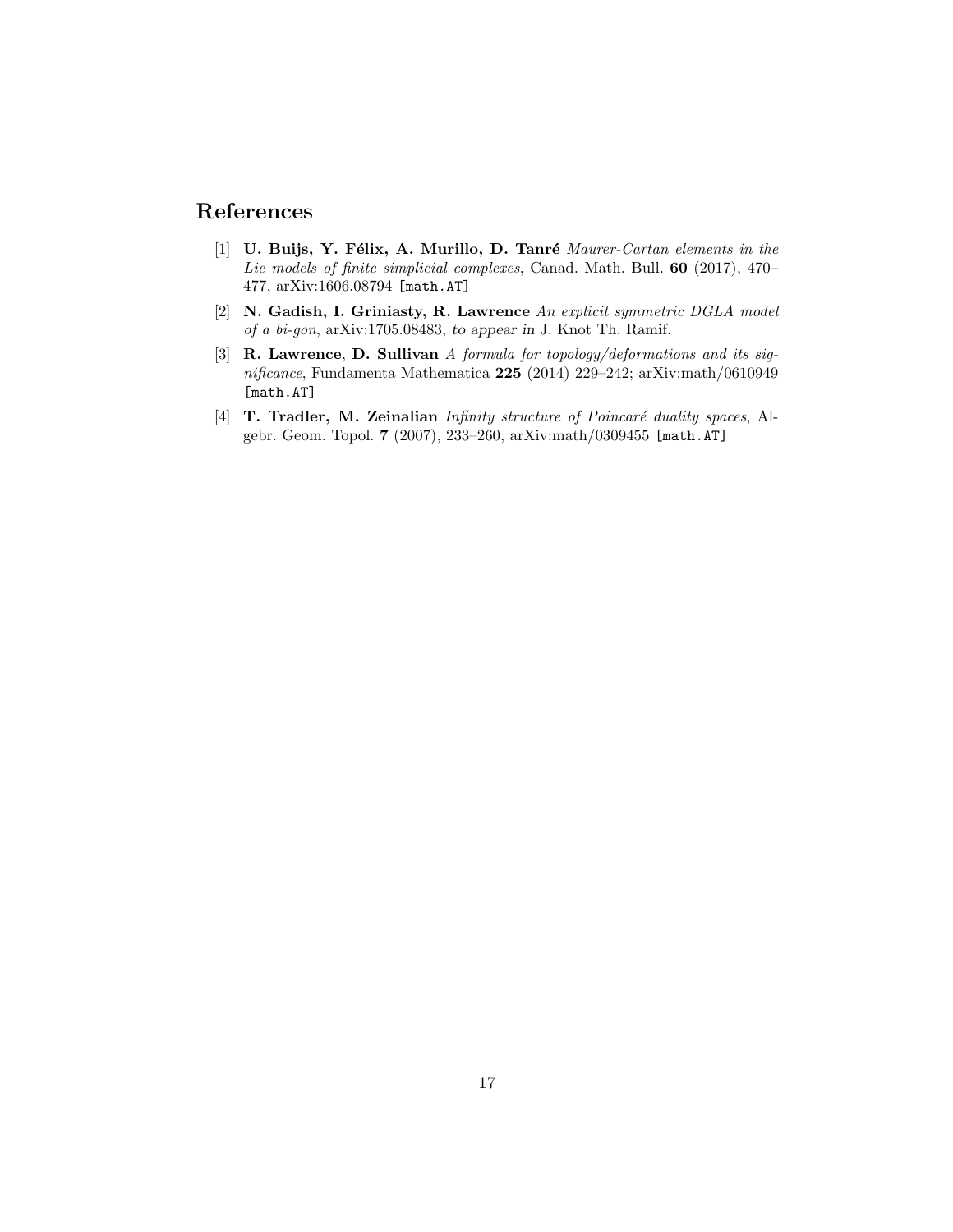## References

[1] **U. Buijs, Y. Félix, A. Murillo, D. Tanré** *Maurer-Cartan elements in the Lie models of finite simplicial complexes*, Canad. Math. Bull. **60** (2017), 470–477, arXiv:1606.08794 [math.AT]

[2] **N. Gadish, I. Griniasty, R. Lawrence** *An explicit symmetric DGLA model of a bi-gon*, arXiv:1705.08483, *to appear in* J. Knot Th. Ramif.

[3] **R. Lawrence**, **D. Sullivan** *A formula for topology/deformations and its significance*, Fundamenta Mathematica **225** (2014) 229–242; arXiv:math/0610949 [math.AT]

[4] **T. Tradler, M. Zeinalian** *Infinity structure of Poincaré duality spaces*, Algebr. Geom. Topol. **7** (2007), 233–260, arXiv:math/0309455 [math.AT]